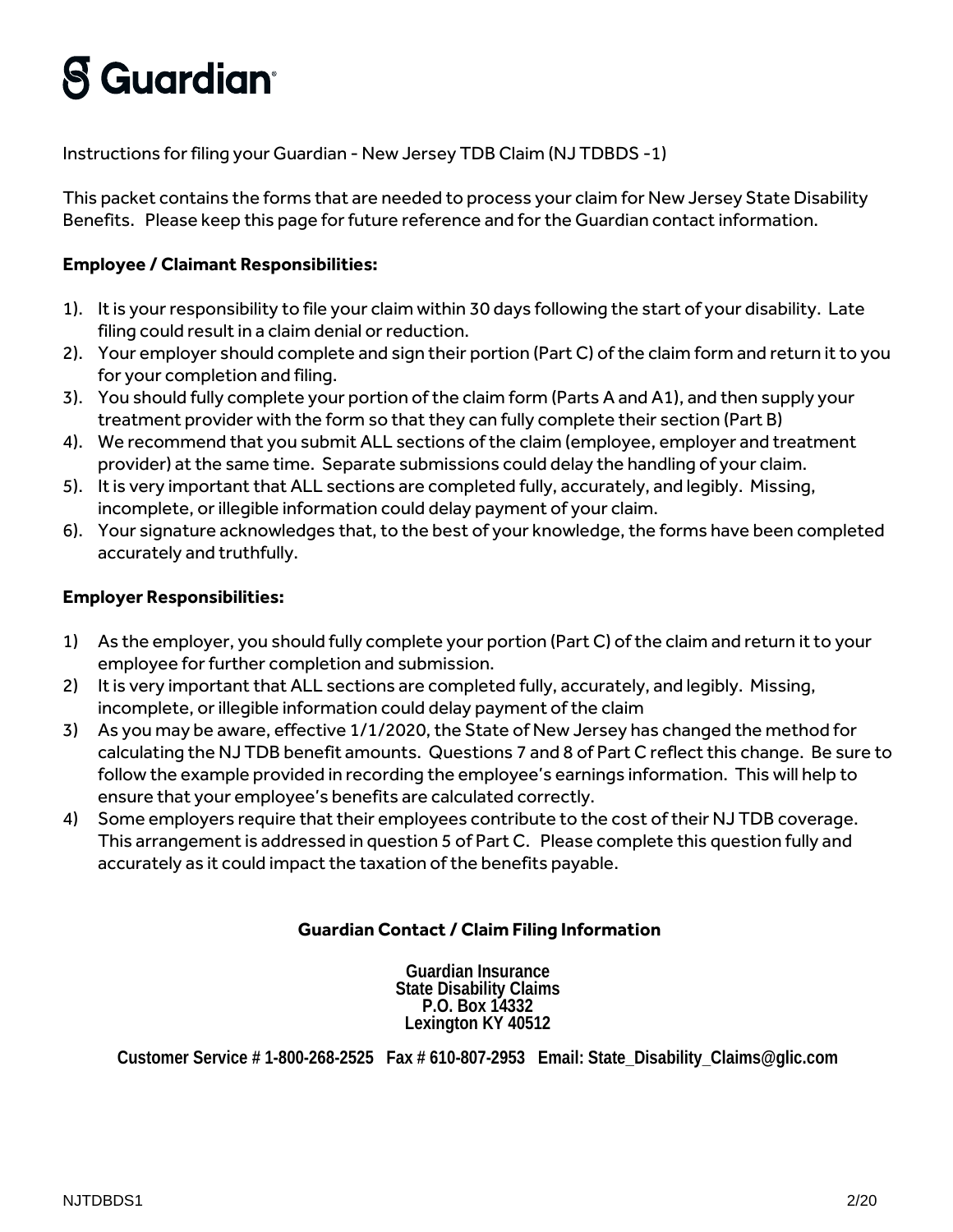# Guardian

Instructions for filing your Guardian - New Jersey TDB Claim (NJ TDBDS -1)

This packet contains the forms that are needed to process your claim for New Jersey State Disability Benefits. Please keep this page for future reference and for the Guardian contact information.

**Employee / Claimant Responsibilities:**

1). It is your responsibility to file your claim within 30 days following the start of your disability. Late filing could result in a claim denial or reduction.

2). Your employer should complete and sign their portion (Part C) of the claim form and return it to you for your completion and filing.

3). You should fully complete your portion of the claim form (Parts A and A1), and then supply your treatment provider with the form so that they can fully complete their section (Part B)

4). We recommend that you submit ALL sections of the claim (employee, employer and treatment provider) at the same time. Separate submissions could delay the handling of your claim.

5). It is very important that ALL sections are completed fully, accurately, and legibly. Missing, incomplete, or illegible information could delay payment of your claim.

6). Your signature acknowledges that, to the best of your knowledge, the forms have been completed accurately and truthfully.

**Employer Responsibilities:**

1) As the employer, you should fully complete your portion (Part C) of the claim and return it to your employee for further completion and submission.
2) It is very important that ALL sections are completed fully, accurately, and legibly. Missing, incomplete, or illegible information could delay payment of the claim
3) As you may be aware, effective 1/1/2020, the State of New Jersey has changed the method for calculating the NJ TDB benefit amounts. Questions 7 and 8 of Part C reflect this change. Be sure to follow the example provided in recording the employee's earnings information. This will help to ensure that your employee's benefits are calculated correctly.
4) Some employers require that their employees contribute to the cost of their NJ TDB coverage. This arrangement is addressed in question 5 of Part C. Please complete this question fully and accurately as it could impact the taxation of the benefits payable.

**Guardian Contact / Claim Filing Information**

**Guardian Insurance**
**State Disability Claims**
**P.O. Box 14332**
**Lexington KY 40512**

**Customer Service # 1-800-268-2525 Fax # 610-807-2953 Email: State_Disability_Claims@glic.com**

NJTDBDS1 2/20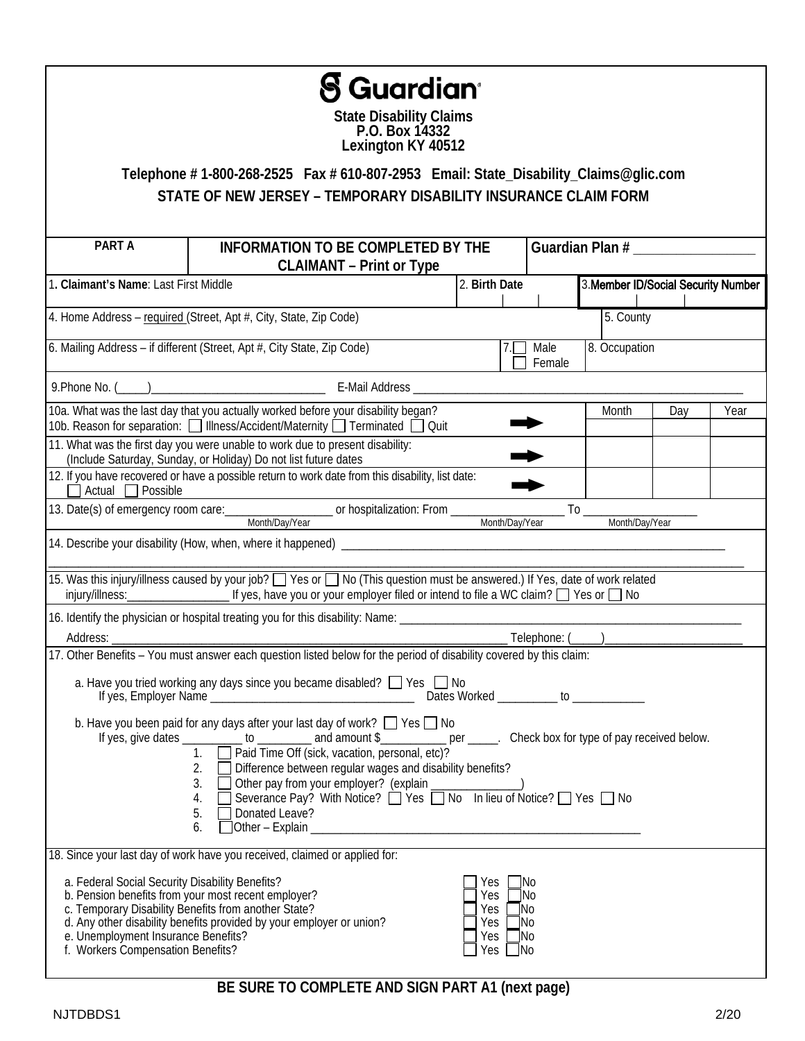# Guardian

**State Disability Claims**
**P.O. Box 14332**
**Lexington KY 40512**

**Telephone # 1-800-268-2525 Fax # 610-807-2953 Email: State_Disability_Claims@glic.com**

**STATE OF NEW JERSEY – TEMPORARY DISABILITY INSURANCE CLAIM FORM**

| **PART A** | **INFORMATION TO BE COMPLETED BY THE CLAIMANT – Print or Type** | **Guardian Plan #** ________________ |
|---|---|---|

| 1. **Claimant's Name**: Last First Middle | 2. **Birth Date** | 3. **Member ID/Social Security Number** |
|---|---|---|
| 4. Home Address – required (Street, Apt #, City, State, Zip Code) | | 5. County |
| 6. Mailing Address – if different (Street, Apt #, City State, Zip Code) | 7. ☐ Male ☐ Female | 8. Occupation |

9. Phone No. (_____)____________________________ E-Mail Address ______________________________________________

| | Month | Day | Year |
|---|---|---|---|
| 10a. What was the last day that you actually worked before your disability began? 10b. Reason for separation: ☐ Illness/Accident/Maternity ☐ Terminated ☐ Quit | | | |
| 11. What was the first day you were unable to work due to present disability: (Include Saturday, Sunday, or Holiday) Do not list future dates | | | |
| 12. If you have recovered or have a possible return to work date from this disability, list date: ☐ Actual ☐ Possible | | | |

13. Date(s) of emergency room care:_________________ or hospitalization: From __________________ To __________________
(Month/Day/Year) (Month/Day/Year) (Month/Day/Year)

14. Describe your disability (How, when, where it happened) ______________________________________________________________

_______________________________________________________________________________________________

15. Was this injury/illness caused by your job? ☐ Yes or ☐ No (This question must be answered.) If Yes, date of work related injury/illness:________________ If yes, have you or your employer filed or intend to file a WC claim? ☐ Yes or ☐ No

16. Identify the physician or hospital treating you for this disability: Name: ________________________________________________

Address: _______________________________________________________________ Telephone: (_____)______________________

17. Other Benefits – You must answer each question listed below for the period of disability covered by this claim:

a. Have you tried working any days since you became disabled? ☐ Yes ☐ No
If yes, Employer Name ________________________________ Dates Worked __________ to ____________

b. Have you been paid for any days after your last day of work? ☐ Yes ☐ No
If yes, give dates __________ to _________ and amount $__________ per _____. Check box for type of pay received below.

1. ☐ Paid Time Off (sick, vacation, personal, etc)?
2. ☐ Difference between regular wages and disability benefits?
3. ☐ Other pay from your employer? (explain ______________)
4. ☐ Severance Pay? With Notice? ☐ Yes ☐ No In lieu of Notice? ☐ Yes ☐ No
5. ☐ Donated Leave?
6. ☐ Other – Explain ______________________________________________________

18. Since your last day of work have you received, claimed or applied for:

| | |
|---|---|
| a. Federal Social Security Disability Benefits? | ☐ Yes ☐ No |
| b. Pension benefits from your most recent employer? | ☐ Yes ☐ No |
| c. Temporary Disability Benefits from another State? | ☐ Yes ☐ No |
| d. Any other disability benefits provided by your employer or union? | ☐ Yes ☐ No |
| e. Unemployment Insurance Benefits? | ☐ Yes ☐ No |
| f. Workers Compensation Benefits? | ☐ Yes ☐ No |

**BE SURE TO COMPLETE AND SIGN PART A1 (next page)**

NJTDBDS1 2/20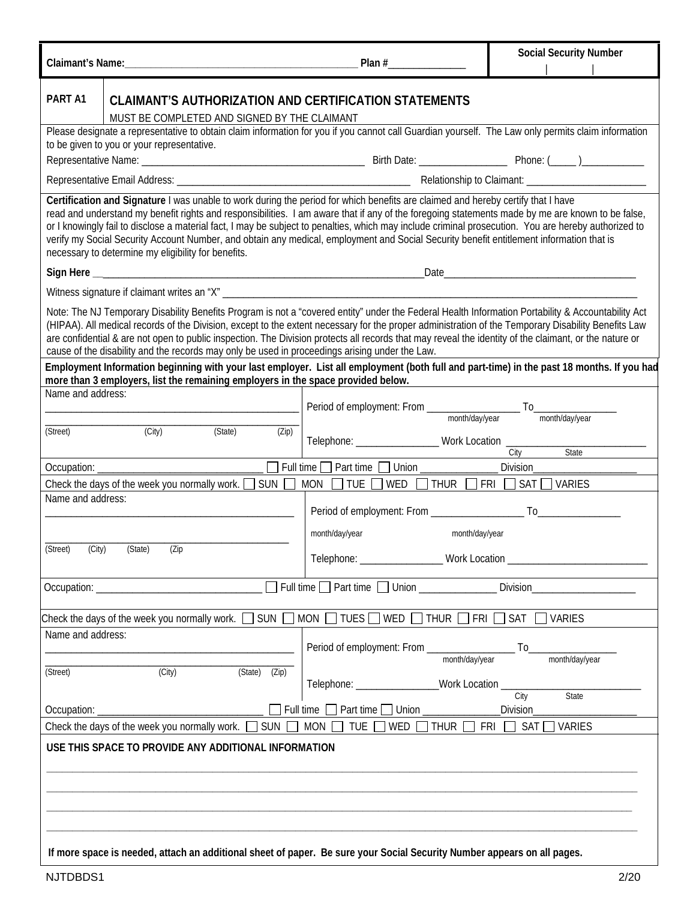| Claimant's Name:_____________________________________________ Plan #______________ | **Social Security Number** <br> \| \| |
|---|---|

**PART A1** **CLAIMANT'S AUTHORIZATION AND CERTIFICATION STATEMENTS**

MUST BE COMPLETED AND SIGNED BY THE CLAIMANT

Please designate a representative to obtain claim information for you if you cannot call Guardian yourself. The Law only permits claim information to be given to you or your representative.

Representative Name: _________________________________________ Birth Date: ________________ Phone: (_____ )____________

Representative Email Address: _____________________________________________ Relationship to Claimant: _______________________

**Certification and Signature** I was unable to work during the period for which benefits are claimed and hereby certify that I have read and understand my benefit rights and responsibilities. I am aware that if any of the foregoing statements made by me are known to be false, or I knowingly fail to disclose a material fact, I may be subject to penalties, which may include criminal prosecution. You are hereby authorized to verify my Social Security Account Number, and obtain any medical, employment and Social Security benefit entitlement information that is necessary to determine my eligibility for benefits.

**Sign Here** __________________________________________________________________Date_____________________________________

Witness signature if claimant writes an "X" _____________________________________________________________________________________

Note: The NJ Temporary Disability Benefits Program is not a "covered entity" under the Federal Health Information Portability & Accountability Act (HIPAA). All medical records of the Division, except to the extent necessary for the proper administration of the Temporary Disability Benefits Law are confidential & are not open to public inspection. The Division protects all records that may reveal the identity of the claimant, or the nature or cause of the disability and the records may only be used in proceedings arising under the Law.

**Employment Information beginning with your last employer. List all employment (both full and part-time) in the past 18 months. If you had more than 3 employers, list the remaining employers in the space provided below.**

Name and address:

________________________________________________

________________________________________________
(Street) (City) (State) (Zip)

Period of employment: From _________________ To________________
month/day/year month/day/year

Telephone: ________________ Work Location ___________________________
City State

Occupation: ______________________________ ☐ Full time ☐ Part time ☐ Union ______________ Division____________________

Check the days of the week you normally work. ☐ SUN ☐ MON ☐ TUE ☐ WED ☐ THUR ☐ FRI ☐ SAT ☐ VARIES

Name and address:

________________________________________________

________________________________________________
(Street) (City) (State) (Zip

Period of employment: From _________________ To________________
month/day/year month/day/year

Telephone: ________________ Work Location ___________________________

Occupation: ______________________________ ☐ Full time ☐ Part time ☐ Union ______________ Division____________________

Check the days of the week you normally work. ☐ SUN ☐ MON ☐ TUES ☐ WED ☐ THUR ☐ FRI ☐ SAT ☐ VARIES

Name and address:

________________________________________________

________________________________________________
(Street) (City) (State) (Zip)

Period of employment: From ________________ To_________________
month/day/year month/day/year

Telephone: ________________Work Location __________________________
City State

Occupation: ______________________________ ☐ Full time ☐ Part time ☐ Union ______________Division____________________

Check the days of the week you normally work. ☐ SUN ☐ MON ☐ TUE ☐ WED ☐ THUR ☐ FRI ☐ SAT ☐ VARIES

**USE THIS SPACE TO PROVIDE ANY ADDITIONAL INFORMATION**

________________________________________________________________________________________________________________

________________________________________________________________________________________________________________

________________________________________________________________________________________________________________

________________________________________________________________________________________________________________

**If more space is needed, attach an additional sheet of paper. Be sure your Social Security Number appears on all pages.**

NJTDBDS1 2/20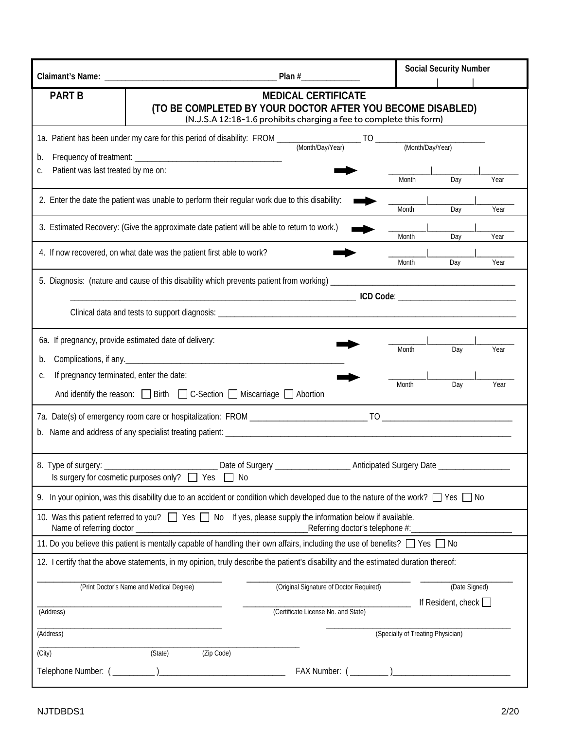**Claimant's Name:** ______________________________ **Plan #**_____________ | **Social Security Number** ___ | ___ | ___

## PART B — MEDICAL CERTIFICATE

### (TO BE COMPLETED BY YOUR DOCTOR AFTER YOU BECOME DISABLED)

(N.J.S.A 12:18-1.6 prohibits charging a fee to complete this form)

1a. Patient has been under my care for this period of disability: FROM ______________ (Month/Day/Year) TO ______________ (Month/Day/Year)

b. Frequency of treatment: ______________________________

c. Patient was last treated by me on: ➡ ______ | ______ | ______ (Month / Day / Year)

2. Enter the date the patient was unable to perform their regular work due to this disability: ➡ ______ | ______ | ______ (Month / Day / Year)

3. Estimated Recovery: (Give the approximate date patient will be able to return to work.) ➡ ______ | ______ | ______ (Month / Day / Year)

4. If now recovered, on what date was the patient first able to work? ➡ ______ | ______ | ______ (Month / Day / Year)

5. Diagnosis: (nature and cause of this disability which prevents patient from working) ______________________________
______________________________ **ICD Code**: ______________________

Clinical data and tests to support diagnosis: ______________________________

6a. If pregnancy, provide estimated date of delivery: ➡ ______ | ______ | ______ (Month / Day / Year)

b. Complications, if any.______________________________

c. If pregnancy terminated, enter the date: ➡ ______ | ______ | ______ (Month / Day / Year)

And identify the reason: ☐ Birth ☐ C-Section ☐ Miscarriage ☐ Abortion

7a. Date(s) of emergency room care or hospitalization: FROM ______________________ TO ______________________

b. Name and address of any specialist treating patient: ______________________________

8. Type of surgery: ______________________ Date of Surgery ______________ Anticipated Surgery Date ______________
Is surgery for cosmetic purposes only? ☐ Yes ☐ No

9. In your opinion, was this disability due to an accident or condition which developed due to the nature of the work? ☐ Yes ☐ No

10. Was this patient referred to you? ☐ Yes ☐ No If yes, please supply the information below if available.
Name of referring doctor ______________________________ Referring doctor's telephone #:______________________

11. Do you believe this patient is mentally capable of handling their own affairs, including the use of benefits? ☐ Yes ☐ No

12. I certify that the above statements, in my opinion, truly describe the patient's disability and the estimated duration thereof:

______________________________ (Print Doctor's Name and Medical Degree) ______________________________ (Original Signature of Doctor Required) ______________ (Date Signed)

______________________________ (Address) ______________________________ (Certificate License No. and State) If Resident, check ☐

______________________________ (Address) ______________________________ (Specialty of Treating Physician)

______________________________ (City) (State) (Zip Code)

Telephone Number: ( ________ )______________________ FAX Number: ( ________ )______________________

NJTDBDS1 2/20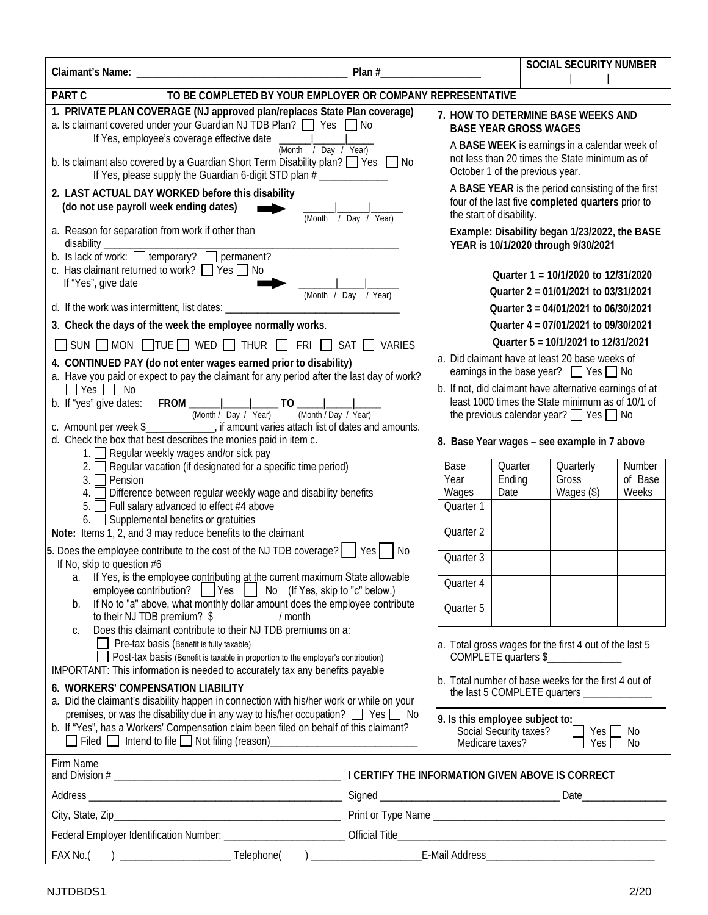**Claimant's Name:** ________________________________________ **Plan #**___________________

**SOCIAL SECURITY NUMBER** | |

**PART C** **TO BE COMPLETED BY YOUR EMPLOYER OR COMPANY REPRESENTATIVE**

**1. PRIVATE PLAN COVERAGE (NJ approved plan/replaces State Plan coverage)**

a. Is claimant covered under your Guardian NJ TDB Plan? ☐ Yes ☐ No

If Yes, employee's coverage effective date ______|______|______ (Month / Day / Year)

b. Is claimant also covered by a Guardian Short Term Disability plan? ☐ Yes ☐ No

If Yes, please supply the Guardian 6-digit STD plan # _____________

**2. LAST ACTUAL DAY WORKED before this disability (do not use payroll week ending dates)** ➡ ______|______|______ (Month / Day / Year)

a. Reason for separation from work if other than disability ________________________________________________

b. Is lack of work: ☐ temporary? ☐ permanent?

c. Has claimant returned to work? ☐ Yes ☐ No

If "Yes", give date ➡ _______|_____|______ (Month / Day / Year)

d. If the work was intermittent, list dates: ________________________________

3. **Check the days of the week the employee normally works**.

☐ SUN ☐ MON ☐ TUE ☐ WED ☐ THUR ☐ FRI ☐ SAT ☐ VARIES

**4. CONTINUED PAY (do not enter wages earned prior to disability)**

a. Have you paid or expect to pay the claimant for any period after the last day of work? ☐ Yes ☐ No

b. If "yes" give dates: **FROM** ______|_____|_____ (Month / Day / Year) **TO** _____|_____|_____ (Month / Day / Year)

c. Amount per week $_____________, if amount varies attach list of dates and amounts.

d. Check the box that best describes the monies paid in item c.

1. ☐ Regular weekly wages and/or sick pay
2. ☐ Regular vacation (if designated for a specific time period)
3. ☐ Pension
4. ☐ Difference between regular weekly wage and disability benefits
5. ☐ Full salary advanced to effect #4 above
6. ☐ Supplemental benefits or gratuities

**Note:** Items 1, 2, and 3 may reduce benefits to the claimant

**5**. Does the employee contribute to the cost of the NJ TDB coverage? ☐ Yes ☐ No

If No, skip to question #6

a. If Yes, is the employee contributing at the current maximum State allowable employee contribution? ☐ Yes ☐ No (If Yes, skip to "c" below.)

b. If No to "a" above, what monthly dollar amount does the employee contribute to their NJ TDB premium? $ / month

c. Does this claimant contribute to their NJ TDB premiums on a:

☐ Pre-tax basis (Benefit is fully taxable)

☐ Post-tax basis (Benefit is taxable in proportion to the employer's contribution)

IMPORTANT: This information is needed to accurately tax any benefits payable

**6. WORKERS' COMPENSATION LIABILITY**

a. Did the claimant's disability happen in connection with his/her work or while on your premises, or was the disability due in any way to his/her occupation? ☐ Yes ☐ No

b. If "Yes", has a Workers' Compensation claim been filed on behalf of this claimant?

☐ Filed ☐ Intend to file ☐ Not filing (reason)____________________________

**7. HOW TO DETERMINE BASE WEEKS AND BASE YEAR GROSS WAGES**

A **BASE WEEK** is earnings in a calendar week of not less than 20 times the State minimum as of October 1 of the previous year.

A **BASE YEAR** is the period consisting of the first four of the last five **completed quarters** prior to the start of disability.

**Example: Disability began 1/23/2022, the BASE YEAR is 10/1/2020 through 9/30/2021**

**Quarter 1 = 10/1/2020 to 12/31/2020**
**Quarter 2 = 01/01/2021 to 03/31/2021**
**Quarter 3 = 04/01/2021 to 06/30/2021**
**Quarter 4 = 07/01/2021 to 09/30/2021**
**Quarter 5 = 10/1/2021 to 12/31/2021**

a. Did claimant have at least 20 base weeks of earnings in the base year? ☐ Yes ☐ No

b. If not, did claimant have alternative earnings of at least 1000 times the State minimum as of 10/1 of the previous calendar year? ☐ Yes ☐ No

**8. Base Year wages – see example in 7 above**

| Base Year Wages | Quarter Ending Date | Quarterly Gross Wages ($) | Number of Base Weeks |
|---|---|---|---|
| Quarter 1 | | | |
| Quarter 2 | | | |
| Quarter 3 | | | |
| Quarter 4 | | | |
| Quarter 5 | | | |

a. Total gross wages for the first 4 out of the last 5 COMPLETE quarters $______________

b. Total number of base weeks for the first 4 out of the last 5 COMPLETE quarters _____________

**9. Is this employee subject to:**

Social Security taxes? ☐ Yes ☐ No

Medicare taxes? ☐ Yes ☐ No

Firm Name and Division # ____________________________________________

**I CERTIFY THE INFORMATION GIVEN ABOVE IS CORRECT**

Address _________________________________________________

Signed __________________________________ Date________________

City, State, Zip______________________________________________

Print or Type Name __________________________________________

Federal Employer Identification Number: ______________________

Official Title_________________________________________________

FAX No.( ) ____________________ Telephone( ) ____________________ E-Mail Address________________________________

NJTDBDS1 2/20